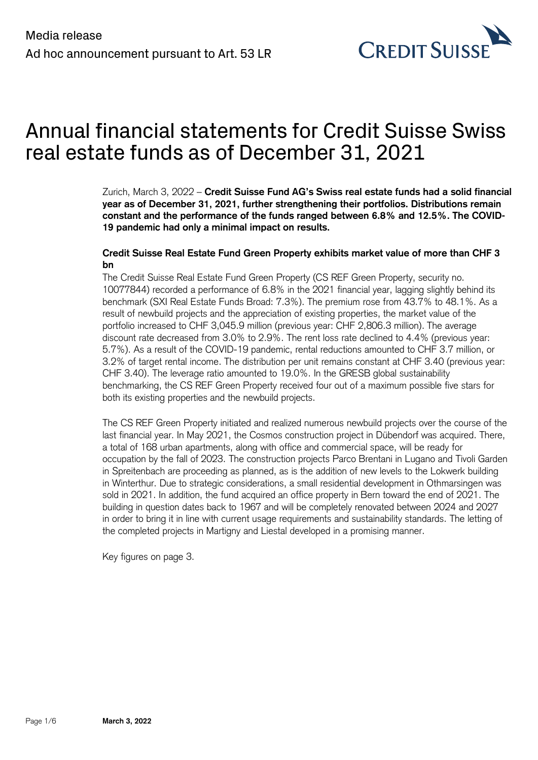Media release

Ad hoc announcement pursuant to Art. 53 LR

# Annual financial statements for Credit Suisse Swiss real estate funds as of December 31, 2021

Zurich, March 3, 2022 – **Credit Suisse Fund AG's Swiss real estate funds had a solid financial year as of December 31, 2021, further strengthening their portfolios. Distributions remain constant and the performance of the funds ranged between 6.8% and 12.5%. The COVID-19 pandemic had only a minimal impact on results.**

**Credit Suisse Real Estate Fund Green Property exhibits market value of more than CHF 3 bn**

The Credit Suisse Real Estate Fund Green Property (CS REF Green Property, security no. 10077844) recorded a performance of 6.8% in the 2021 financial year, lagging slightly behind its benchmark (SXI Real Estate Funds Broad: 7.3%). The premium rose from 43.7% to 48.1%. As a result of newbuild projects and the appreciation of existing properties, the market value of the portfolio increased to CHF 3,045.9 million (previous year: CHF 2,806.3 million). The average discount rate decreased from 3.0% to 2.9%. The rent loss rate declined to 4.4% (previous year: 5.7%). As a result of the COVID-19 pandemic, rental reductions amounted to CHF 3.7 million, or 3.2% of target rental income. The distribution per unit remains constant at CHF 3.40 (previous year: CHF 3.40). The leverage ratio amounted to 19.0%. In the GRESB global sustainability benchmarking, the CS REF Green Property received four out of a maximum possible five stars for both its existing properties and the newbuild projects.

The CS REF Green Property initiated and realized numerous newbuild projects over the course of the last financial year. In May 2021, the Cosmos construction project in Dübendorf was acquired. There, a total of 168 urban apartments, along with office and commercial space, will be ready for occupation by the fall of 2023. The construction projects Parco Brentani in Lugano and Tivoli Garden in Spreitenbach are proceeding as planned, as is the addition of new levels to the Lokwerk building in Winterthur. Due to strategic considerations, a small residential development in Othmarsingen was sold in 2021. In addition, the fund acquired an office property in Bern toward the end of 2021. The building in question dates back to 1967 and will be completely renovated between 2024 and 2027 in order to bring it in line with current usage requirements and sustainability standards. The letting of the completed projects in Martigny and Liestal developed in a promising manner.

Key figures on page 3.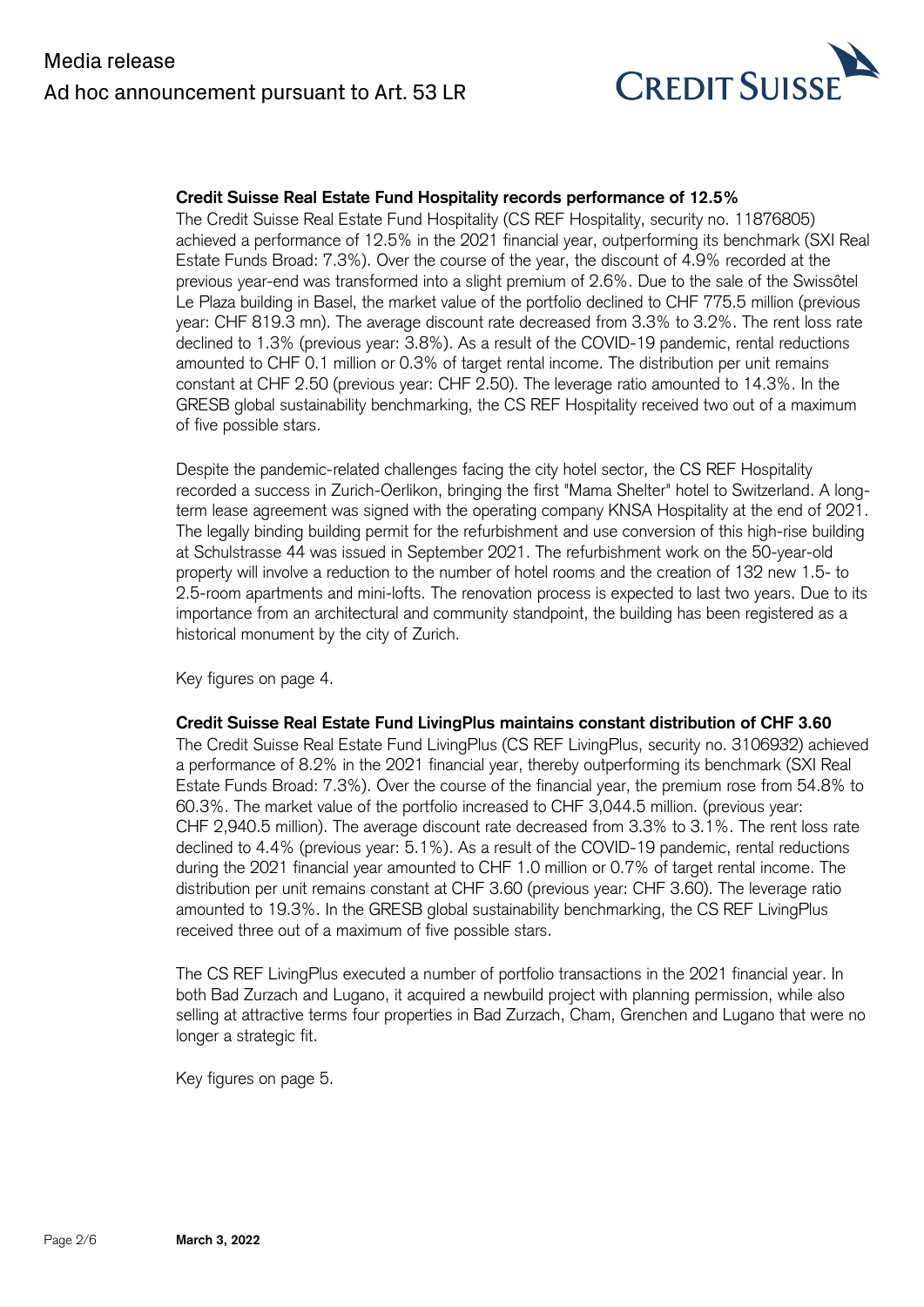**Credit Suisse Real Estate Fund Hospitality records performance of 12.5%**

The Credit Suisse Real Estate Fund Hospitality (CS REF Hospitality, security no. 11876805) achieved a performance of 12.5% in the 2021 financial year, outperforming its benchmark (SXI Real Estate Funds Broad: 7.3%). Over the course of the year, the discount of 4.9% recorded at the previous year-end was transformed into a slight premium of 2.6%. Due to the sale of the Swissôtel Le Plaza building in Basel, the market value of the portfolio declined to CHF 775.5 million (previous year: CHF 819.3 mn). The average discount rate decreased from 3.3% to 3.2%. The rent loss rate declined to 1.3% (previous year: 3.8%). As a result of the COVID-19 pandemic, rental reductions amounted to CHF 0.1 million or 0.3% of target rental income. The distribution per unit remains constant at CHF 2.50 (previous year: CHF 2.50). The leverage ratio amounted to 14.3%. In the GRESB global sustainability benchmarking, the CS REF Hospitality received two out of a maximum of five possible stars.

Despite the pandemic-related challenges facing the city hotel sector, the CS REF Hospitality recorded a success in Zurich-Oerlikon, bringing the first "Mama Shelter" hotel to Switzerland. A long-term lease agreement was signed with the operating company KNSA Hospitality at the end of 2021. The legally binding building permit for the refurbishment and use conversion of this high-rise building at Schulstrasse 44 was issued in September 2021. The refurbishment work on the 50-year-old property will involve a reduction to the number of hotel rooms and the creation of 132 new 1.5- to 2.5-room apartments and mini-lofts. The renovation process is expected to last two years. Due to its importance from an architectural and community standpoint, the building has been registered as a historical monument by the city of Zurich.

Key figures on page 4.

**Credit Suisse Real Estate Fund LivingPlus maintains constant distribution of CHF 3.60**

The Credit Suisse Real Estate Fund LivingPlus (CS REF LivingPlus, security no. 3106932) achieved a performance of 8.2% in the 2021 financial year, thereby outperforming its benchmark (SXI Real Estate Funds Broad: 7.3%). Over the course of the financial year, the premium rose from 54.8% to 60.3%. The market value of the portfolio increased to CHF 3,044.5 million. (previous year: CHF 2,940.5 million). The average discount rate decreased from 3.3% to 3.1%. The rent loss rate declined to 4.4% (previous year: 5.1%). As a result of the COVID-19 pandemic, rental reductions during the 2021 financial year amounted to CHF 1.0 million or 0.7% of target rental income. The distribution per unit remains constant at CHF 3.60 (previous year: CHF 3.60). The leverage ratio amounted to 19.3%. In the GRESB global sustainability benchmarking, the CS REF LivingPlus received three out of a maximum of five possible stars.

The CS REF LivingPlus executed a number of portfolio transactions in the 2021 financial year. In both Bad Zurzach and Lugano, it acquired a newbuild project with planning permission, while also selling at attractive terms four properties in Bad Zurzach, Cham, Grenchen and Lugano that were no longer a strategic fit.

Key figures on page 5.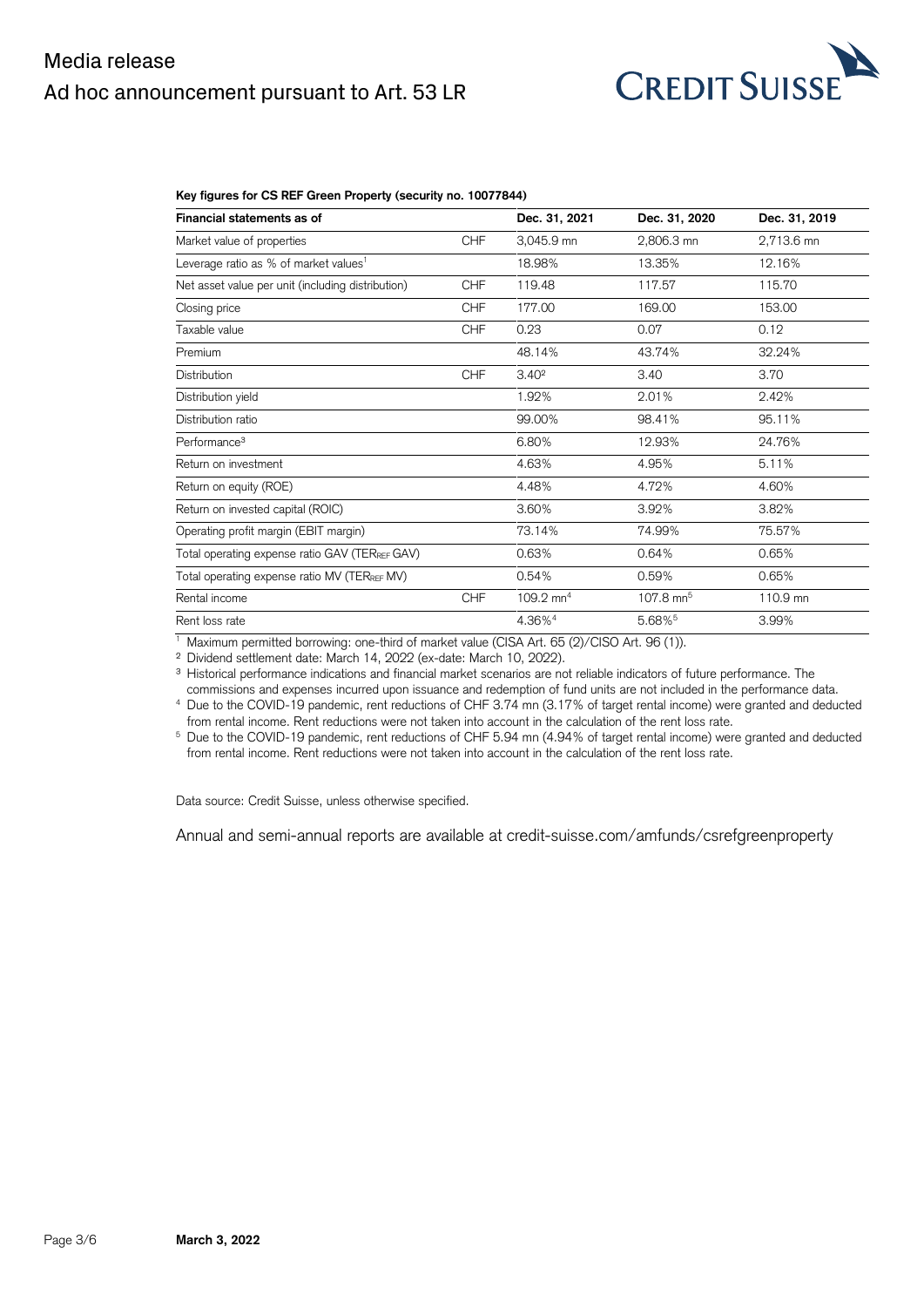**Key figures for CS REF Green Property (security no. 10077844)**

| Financial statements as of | | Dec. 31, 2021 | Dec. 31, 2020 | Dec. 31, 2019 |
|---|---|---|---|---|
| Market value of properties | CHF | 3,045.9 mn | 2,806.3 mn | 2,713.6 mn |
| Leverage ratio as % of market values[1] | | 18.98% | 13.35% | 12.16% |
| Net asset value per unit (including distribution) | CHF | 119.48 | 117.57 | 115.70 |
| Closing price | CHF | 177.00 | 169.00 | 153.00 |
| Taxable value | CHF | 0.23 | 0.07 | 0.12 |
| Premium | | 48.14% | 43.74% | 32.24% |
| Distribution | CHF | 3.40[2] | 3.40 | 3.70 |
| Distribution yield | | 1.92% | 2.01% | 2.42% |
| Distribution ratio | | 99.00% | 98.41% | 95.11% |
| Performance[3] | | 6.80% | 12.93% | 24.76% |
| Return on investment | | 4.63% | 4.95% | 5.11% |
| Return on equity (ROE) | | 4.48% | 4.72% | 4.60% |
| Return on invested capital (ROIC) | | 3.60% | 3.92% | 3.82% |
| Operating profit margin (EBIT margin) | | 73.14% | 74.99% | 75.57% |
| Total operating expense ratio GAV ($TER_{REF}$ GAV) | | 0.63% | 0.64% | 0.65% |
| Total operating expense ratio MV ($TER_{REF}$ MV) | | 0.54% | 0.59% | 0.65% |
| Rental income | CHF | 109.2 mn[4] | 107.8 mn[5] | 110.9 mn |
| Rent loss rate | | 4.36%[4] | 5.68%[5] | 3.99% |

[1] Maximum permitted borrowing: one-third of market value (CISA Art. 65 (2)/CISO Art. 96 (1)).
[2] Dividend settlement date: March 14, 2022 (ex-date: March 10, 2022).
[3] Historical performance indications and financial market scenarios are not reliable indicators of future performance. The commissions and expenses incurred upon issuance and redemption of fund units are not included in the performance data.
[4] Due to the COVID-19 pandemic, rent reductions of CHF 3.74 mn (3.17% of target rental income) were granted and deducted from rental income. Rent reductions were not taken into account in the calculation of the rent loss rate.
[5] Due to the COVID-19 pandemic, rent reductions of CHF 5.94 mn (4.94% of target rental income) were granted and deducted from rental income. Rent reductions were not taken into account in the calculation of the rent loss rate.

Data source: Credit Suisse, unless otherwise specified.

Annual and semi-annual reports are available at credit-suisse.com/amfunds/csrefgreenproperty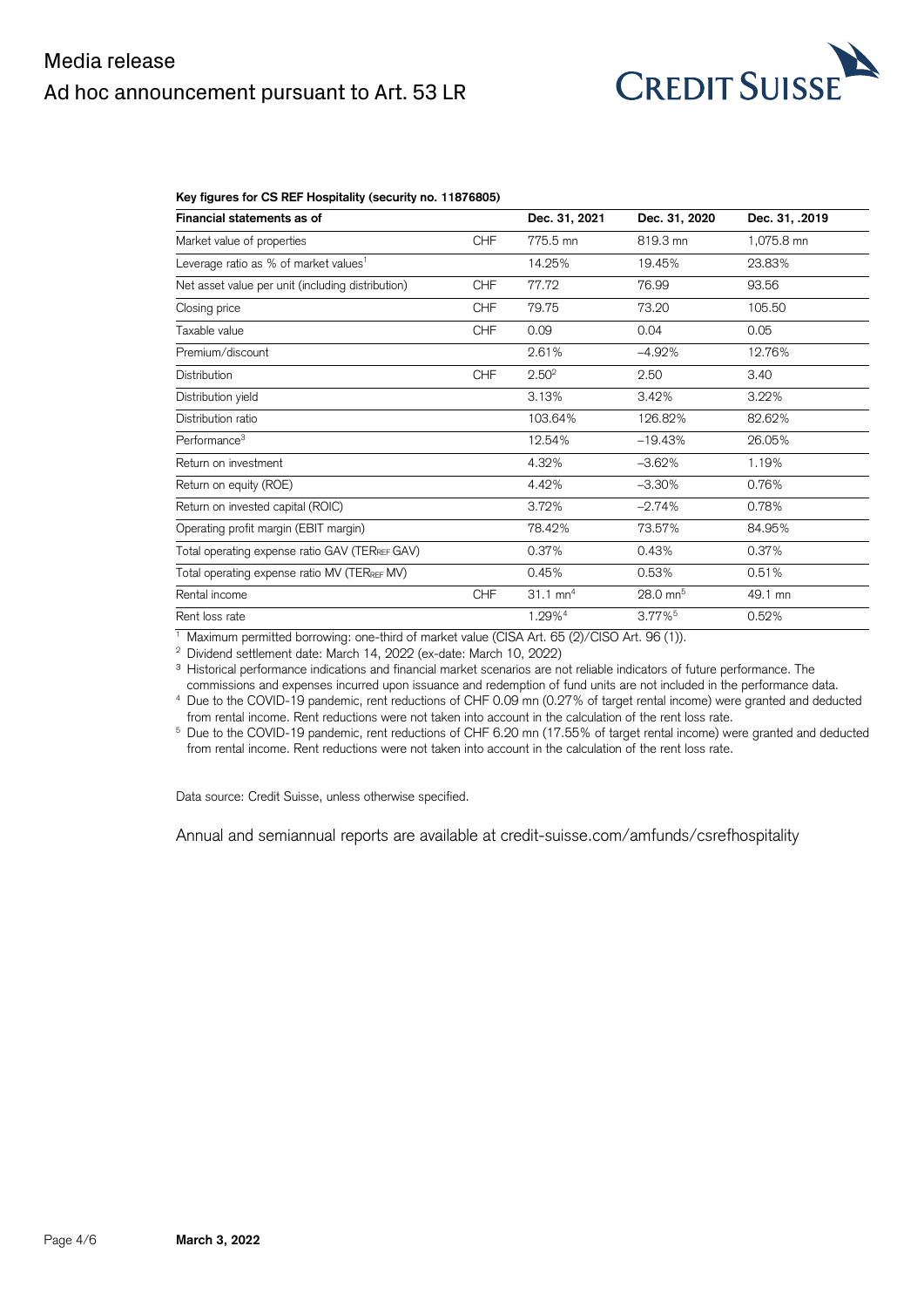**Key figures for CS REF Hospitality (security no. 11876805)**

| Financial statements as of | | Dec. 31, 2021 | Dec. 31, 2020 | Dec. 31, .2019 |
|---|---|---|---|---|
| Market value of properties | CHF | 775.5 mn | 819.3 mn | 1,075.8 mn |
| Leverage ratio as % of market values[1] | | 14.25% | 19.45% | 23.83% |
| Net asset value per unit (including distribution) | CHF | 77.72 | 76.99 | 93.56 |
| Closing price | CHF | 79.75 | 73.20 | 105.50 |
| Taxable value | CHF | 0.09 | 0.04 | 0.05 |
| Premium/discount | | 2.61% | –4.92% | 12.76% |
| Distribution | CHF | 2.50[2] | 2.50 | 3.40 |
| Distribution yield | | 3.13% | 3.42% | 3.22% |
| Distribution ratio | | 103.64% | 126.82% | 82.62% |
| Performance[3] | | 12.54% | –19.43% | 26.05% |
| Return on investment | | 4.32% | –3.62% | 1.19% |
| Return on equity (ROE) | | 4.42% | –3.30% | 0.76% |
| Return on invested capital (ROIC) | | 3.72% | –2.74% | 0.78% |
| Operating profit margin (EBIT margin) | | 78.42% | 73.57% | 84.95% |
| Total operating expense ratio GAV ($TER_{REF}$ GAV) | | 0.37% | 0.43% | 0.37% |
| Total operating expense ratio MV ($TER_{REF}$ MV) | | 0.45% | 0.53% | 0.51% |
| Rental income | CHF | 31.1 mn[4] | 28.0 mn[5] | 49.1 mn |
| Rent loss rate | | 1.29%[4] | 3.77%[5] | 0.52% |

[1] Maximum permitted borrowing: one-third of market value (CISA Art. 65 (2)/CISO Art. 96 (1)).

[2] Dividend settlement date: March 14, 2022 (ex-date: March 10, 2022)

[3] Historical performance indications and financial market scenarios are not reliable indicators of future performance. The commissions and expenses incurred upon issuance and redemption of fund units are not included in the performance data.

[4] Due to the COVID-19 pandemic, rent reductions of CHF 0.09 mn (0.27% of target rental income) were granted and deducted from rental income. Rent reductions were not taken into account in the calculation of the rent loss rate.

[5] Due to the COVID-19 pandemic, rent reductions of CHF 6.20 mn (17.55% of target rental income) were granted and deducted from rental income. Rent reductions were not taken into account in the calculation of the rent loss rate.

Data source: Credit Suisse, unless otherwise specified.

Annual and semiannual reports are available at credit-suisse.com/amfunds/csrefhospitality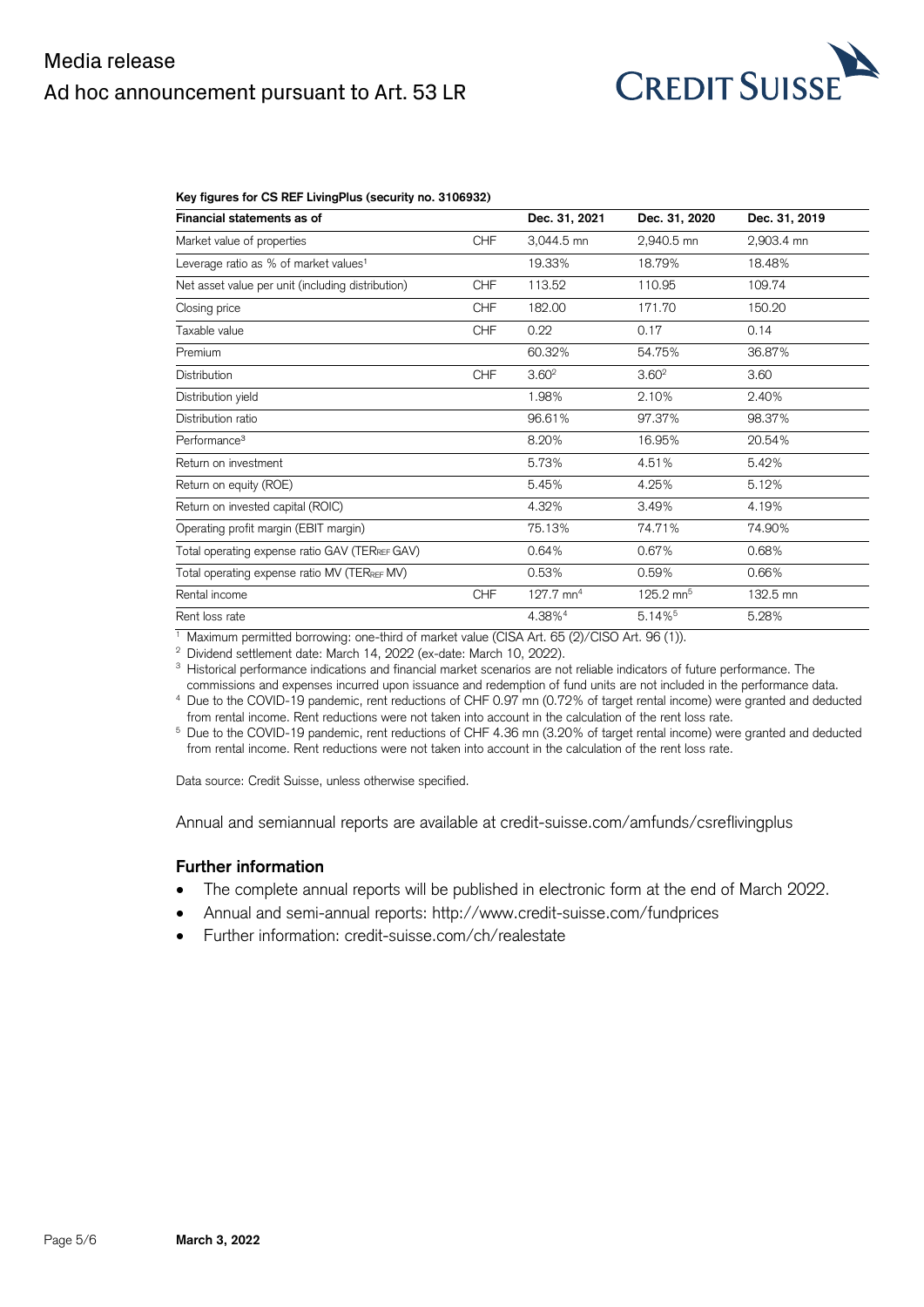**Key figures for CS REF LivingPlus (security no. 3106932)**

| Financial statements as of | | Dec. 31, 2021 | Dec. 31, 2020 | Dec. 31, 2019 |
|---|---|---|---|---|
| Market value of properties | CHF | 3,044.5 mn | 2,940.5 mn | 2,903.4 mn |
| Leverage ratio as % of market values[1] | | 19.33% | 18.79% | 18.48% |
| Net asset value per unit (including distribution) | CHF | 113.52 | 110.95 | 109.74 |
| Closing price | CHF | 182.00 | 171.70 | 150.20 |
| Taxable value | CHF | 0.22 | 0.17 | 0.14 |
| Premium | | 60.32% | 54.75% | 36.87% |
| Distribution | CHF | 3.60[2] | 3.60[2] | 3.60 |
| Distribution yield | | 1.98% | 2.10% | 2.40% |
| Distribution ratio | | 96.61% | 97.37% | 98.37% |
| Performance[3] | | 8.20% | 16.95% | 20.54% |
| Return on investment | | 5.73% | 4.51% | 5.42% |
| Return on equity (ROE) | | 5.45% | 4.25% | 5.12% |
| Return on invested capital (ROIC) | | 4.32% | 3.49% | 4.19% |
| Operating profit margin (EBIT margin) | | 75.13% | 74.71% | 74.90% |
| Total operating expense ratio GAV ($TER_{REF}$ GAV) | | 0.64% | 0.67% | 0.68% |
| Total operating expense ratio MV ($TER_{REF}$ MV) | | 0.53% | 0.59% | 0.66% |
| Rental income | CHF | 127.7 mn[4] | 125.2 mn[5] | 132.5 mn |
| Rent loss rate | | 4.38%[4] | 5.14%[5] | 5.28% |

[1] Maximum permitted borrowing: one-third of market value (CISA Art. 65 (2)/CISO Art. 96 (1)).

[2] Dividend settlement date: March 14, 2022 (ex-date: March 10, 2022).

[3] Historical performance indications and financial market scenarios are not reliable indicators of future performance. The commissions and expenses incurred upon issuance and redemption of fund units are not included in the performance data.

[4] Due to the COVID-19 pandemic, rent reductions of CHF 0.97 mn (0.72% of target rental income) were granted and deducted from rental income. Rent reductions were not taken into account in the calculation of the rent loss rate.

[5] Due to the COVID-19 pandemic, rent reductions of CHF 4.36 mn (3.20% of target rental income) were granted and deducted from rental income. Rent reductions were not taken into account in the calculation of the rent loss rate.

Data source: Credit Suisse, unless otherwise specified.

Annual and semiannual reports are available at credit-suisse.com/amfunds/csreflivingplus

### Further information

- The complete annual reports will be published in electronic form at the end of March 2022.
- Annual and semi-annual reports: http://www.credit-suisse.com/fundprices
- Further information: credit-suisse.com/ch/realestate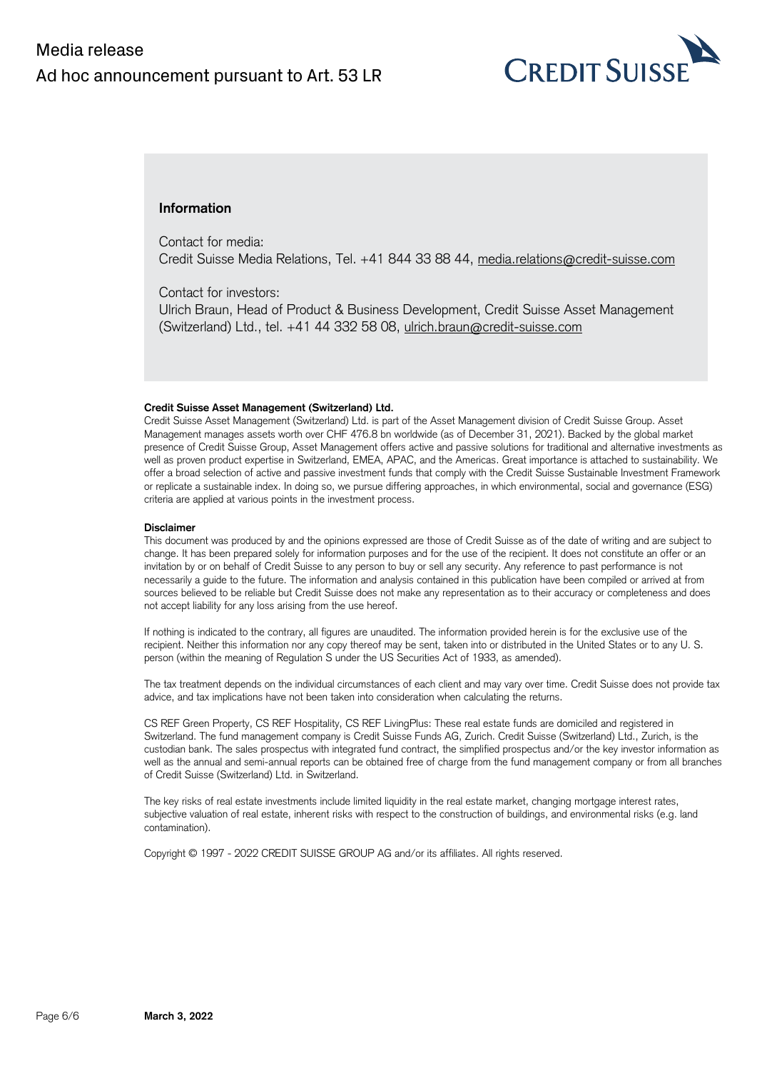## Information

Contact for media:
Credit Suisse Media Relations, Tel. +41 844 33 88 44, media.relations@credit-suisse.com

Contact for investors:
Ulrich Braun, Head of Product & Business Development, Credit Suisse Asset Management (Switzerland) Ltd., tel. +41 44 332 58 08, ulrich.braun@credit-suisse.com

**Credit Suisse Asset Management (Switzerland) Ltd.**
Credit Suisse Asset Management (Switzerland) Ltd. is part of the Asset Management division of Credit Suisse Group. Asset Management manages assets worth over CHF 476.8 bn worldwide (as of December 31, 2021). Backed by the global market presence of Credit Suisse Group, Asset Management offers active and passive solutions for traditional and alternative investments as well as proven product expertise in Switzerland, EMEA, APAC, and the Americas. Great importance is attached to sustainability. We offer a broad selection of active and passive investment funds that comply with the Credit Suisse Sustainable Investment Framework or replicate a sustainable index. In doing so, we pursue differing approaches, in which environmental, social and governance (ESG) criteria are applied at various points in the investment process.

**Disclaimer**
This document was produced by and the opinions expressed are those of Credit Suisse as of the date of writing and are subject to change. It has been prepared solely for information purposes and for the use of the recipient. It does not constitute an offer or an invitation by or on behalf of Credit Suisse to any person to buy or sell any security. Any reference to past performance is not necessarily a guide to the future. The information and analysis contained in this publication have been compiled or arrived at from sources believed to be reliable but Credit Suisse does not make any representation as to their accuracy or completeness and does not accept liability for any loss arising from the use hereof.

If nothing is indicated to the contrary, all figures are unaudited. The information provided herein is for the exclusive use of the recipient. Neither this information nor any copy thereof may be sent, taken into or distributed in the United States or to any U. S. person (within the meaning of Regulation S under the US Securities Act of 1933, as amended).

The tax treatment depends on the individual circumstances of each client and may vary over time. Credit Suisse does not provide tax advice, and tax implications have not been taken into consideration when calculating the returns.

CS REF Green Property, CS REF Hospitality, CS REF LivingPlus: These real estate funds are domiciled and registered in Switzerland. The fund management company is Credit Suisse Funds AG, Zurich. Credit Suisse (Switzerland) Ltd., Zurich, is the custodian bank. The sales prospectus with integrated fund contract, the simplified prospectus and/or the key investor information as well as the annual and semi-annual reports can be obtained free of charge from the fund management company or from all branches of Credit Suisse (Switzerland) Ltd. in Switzerland.

The key risks of real estate investments include limited liquidity in the real estate market, changing mortgage interest rates, subjective valuation of real estate, inherent risks with respect to the construction of buildings, and environmental risks (e.g. land contamination).

Copyright © 1997 - 2022 CREDIT SUISSE GROUP AG and/or its affiliates. All rights reserved.